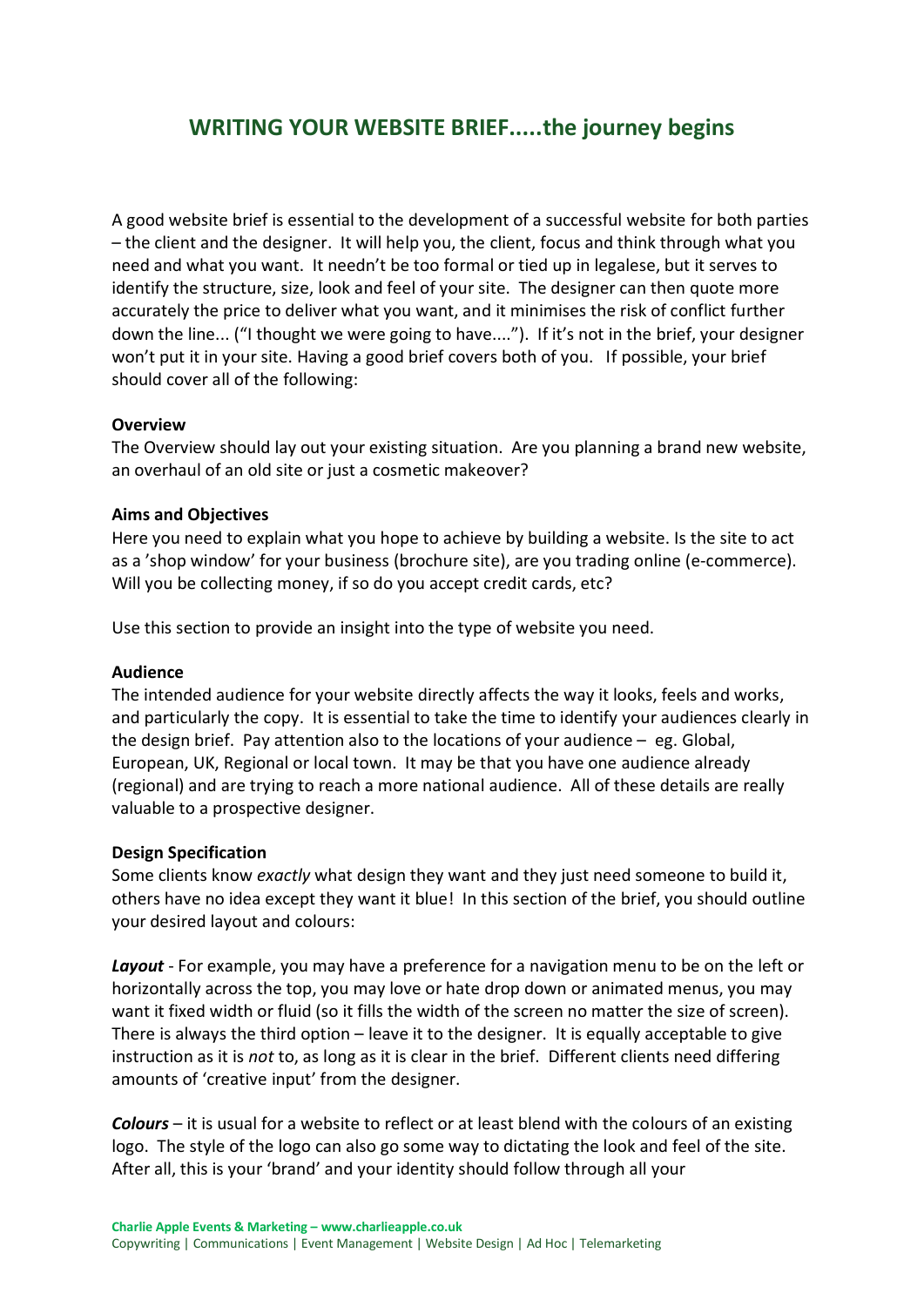# WRITING YOUR WEBSITE BRIEF.....the journey begins

A good website brief is essential to the development of a successful website for both parties – the client and the designer. It will help you, the client, focus and think through what you need and what you want. It needn't be too formal or tied up in legalese, but it serves to identify the structure, size, look and feel of your site. The designer can then quote more accurately the price to deliver what you want, and it minimises the risk of conflict further down the line... ("I thought we were going to have...."). If it's not in the brief, your designer won't put it in your site. Having a good brief covers both of you. If possible, your brief should cover all of the following:

**Overview**
The Overview should lay out your existing situation. Are you planning a brand new website, an overhaul of an old site or just a cosmetic makeover?

**Aims and Objectives**
Here you need to explain what you hope to achieve by building a website. Is the site to act as a 'shop window' for your business (brochure site), are you trading online (e-commerce). Will you be collecting money, if so do you accept credit cards, etc?

Use this section to provide an insight into the type of website you need.

**Audience**
The intended audience for your website directly affects the way it looks, feels and works, and particularly the copy. It is essential to take the time to identify your audiences clearly in the design brief. Pay attention also to the locations of your audience – eg. Global, European, UK, Regional or local town. It may be that you have one audience already (regional) and are trying to reach a more national audience. All of these details are really valuable to a prospective designer.

**Design Specification**
Some clients know *exactly* what design they want and they just need someone to build it, others have no idea except they want it blue! In this section of the brief, you should outline your desired layout and colours:

***Layout*** - For example, you may have a preference for a navigation menu to be on the left or horizontally across the top, you may love or hate drop down or animated menus, you may want it fixed width or fluid (so it fills the width of the screen no matter the size of screen). There is always the third option – leave it to the designer. It is equally acceptable to give instruction as it is *not* to, as long as it is clear in the brief. Different clients need differing amounts of 'creative input' from the designer.

***Colours*** – it is usual for a website to reflect or at least blend with the colours of an existing logo. The style of the logo can also go some way to dictating the look and feel of the site. After all, this is your 'brand' and your identity should follow through all your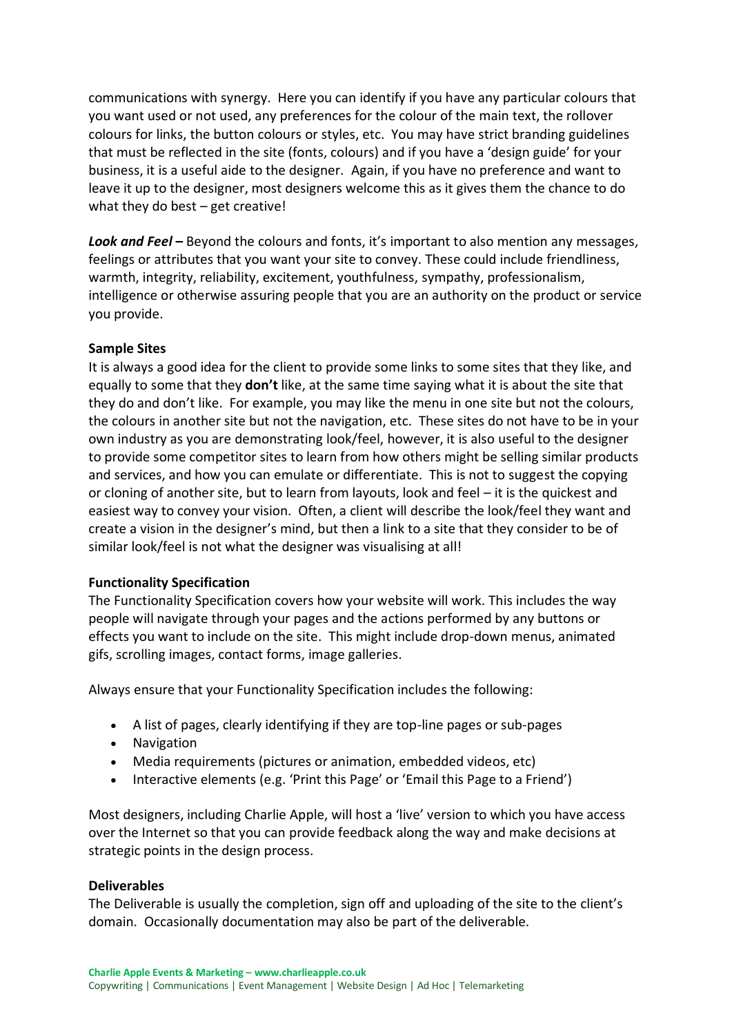communications with synergy. Here you can identify if you have any particular colours that you want used or not used, any preferences for the colour of the main text, the rollover colours for links, the button colours or styles, etc. You may have strict branding guidelines that must be reflected in the site (fonts, colours) and if you have a 'design guide' for your business, it is a useful aide to the designer. Again, if you have no preference and want to leave it up to the designer, most designers welcome this as it gives them the chance to do what they do best – get creative!

***Look and Feel*** **–** Beyond the colours and fonts, it's important to also mention any messages, feelings or attributes that you want your site to convey. These could include friendliness, warmth, integrity, reliability, excitement, youthfulness, sympathy, professionalism, intelligence or otherwise assuring people that you are an authority on the product or service you provide.

**Sample Sites**

It is always a good idea for the client to provide some links to some sites that they like, and equally to some that they **don't** like, at the same time saying what it is about the site that they do and don't like. For example, you may like the menu in one site but not the colours, the colours in another site but not the navigation, etc. These sites do not have to be in your own industry as you are demonstrating look/feel, however, it is also useful to the designer to provide some competitor sites to learn from how others might be selling similar products and services, and how you can emulate or differentiate. This is not to suggest the copying or cloning of another site, but to learn from layouts, look and feel – it is the quickest and easiest way to convey your vision. Often, a client will describe the look/feel they want and create a vision in the designer's mind, but then a link to a site that they consider to be of similar look/feel is not what the designer was visualising at all!

**Functionality Specification**

The Functionality Specification covers how your website will work. This includes the way people will navigate through your pages and the actions performed by any buttons or effects you want to include on the site. This might include drop-down menus, animated gifs, scrolling images, contact forms, image galleries.

Always ensure that your Functionality Specification includes the following:

- A list of pages, clearly identifying if they are top-line pages or sub-pages
- Navigation
- Media requirements (pictures or animation, embedded videos, etc)
- Interactive elements (e.g. 'Print this Page' or 'Email this Page to a Friend')

Most designers, including Charlie Apple, will host a 'live' version to which you have access over the Internet so that you can provide feedback along the way and make decisions at strategic points in the design process.

**Deliverables**

The Deliverable is usually the completion, sign off and uploading of the site to the client's domain. Occasionally documentation may also be part of the deliverable.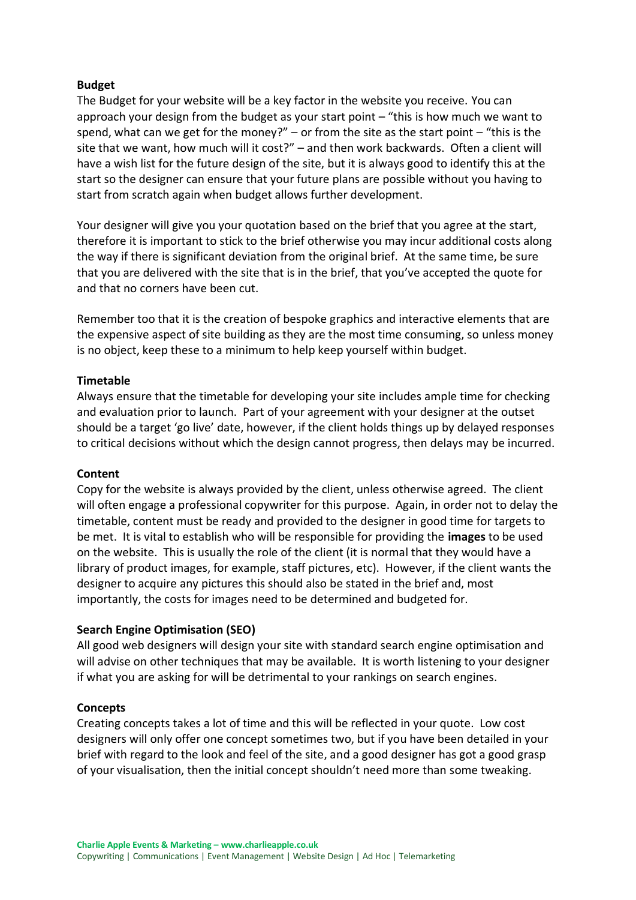**Budget**

The Budget for your website will be a key factor in the website you receive. You can approach your design from the budget as your start point – "this is how much we want to spend, what can we get for the money?" – or from the site as the start point – "this is the site that we want, how much will it cost?" – and then work backwards. Often a client will have a wish list for the future design of the site, but it is always good to identify this at the start so the designer can ensure that your future plans are possible without you having to start from scratch again when budget allows further development.

Your designer will give you your quotation based on the brief that you agree at the start, therefore it is important to stick to the brief otherwise you may incur additional costs along the way if there is significant deviation from the original brief. At the same time, be sure that you are delivered with the site that is in the brief, that you've accepted the quote for and that no corners have been cut.

Remember too that it is the creation of bespoke graphics and interactive elements that are the expensive aspect of site building as they are the most time consuming, so unless money is no object, keep these to a minimum to help keep yourself within budget.

**Timetable**

Always ensure that the timetable for developing your site includes ample time for checking and evaluation prior to launch. Part of your agreement with your designer at the outset should be a target 'go live' date, however, if the client holds things up by delayed responses to critical decisions without which the design cannot progress, then delays may be incurred.

**Content**

Copy for the website is always provided by the client, unless otherwise agreed. The client will often engage a professional copywriter for this purpose. Again, in order not to delay the timetable, content must be ready and provided to the designer in good time for targets to be met. It is vital to establish who will be responsible for providing the **images** to be used on the website. This is usually the role of the client (it is normal that they would have a library of product images, for example, staff pictures, etc). However, if the client wants the designer to acquire any pictures this should also be stated in the brief and, most importantly, the costs for images need to be determined and budgeted for.

**Search Engine Optimisation (SEO)**

All good web designers will design your site with standard search engine optimisation and will advise on other techniques that may be available. It is worth listening to your designer if what you are asking for will be detrimental to your rankings on search engines.

**Concepts**

Creating concepts takes a lot of time and this will be reflected in your quote. Low cost designers will only offer one concept sometimes two, but if you have been detailed in your brief with regard to the look and feel of the site, and a good designer has got a good grasp of your visualisation, then the initial concept shouldn't need more than some tweaking.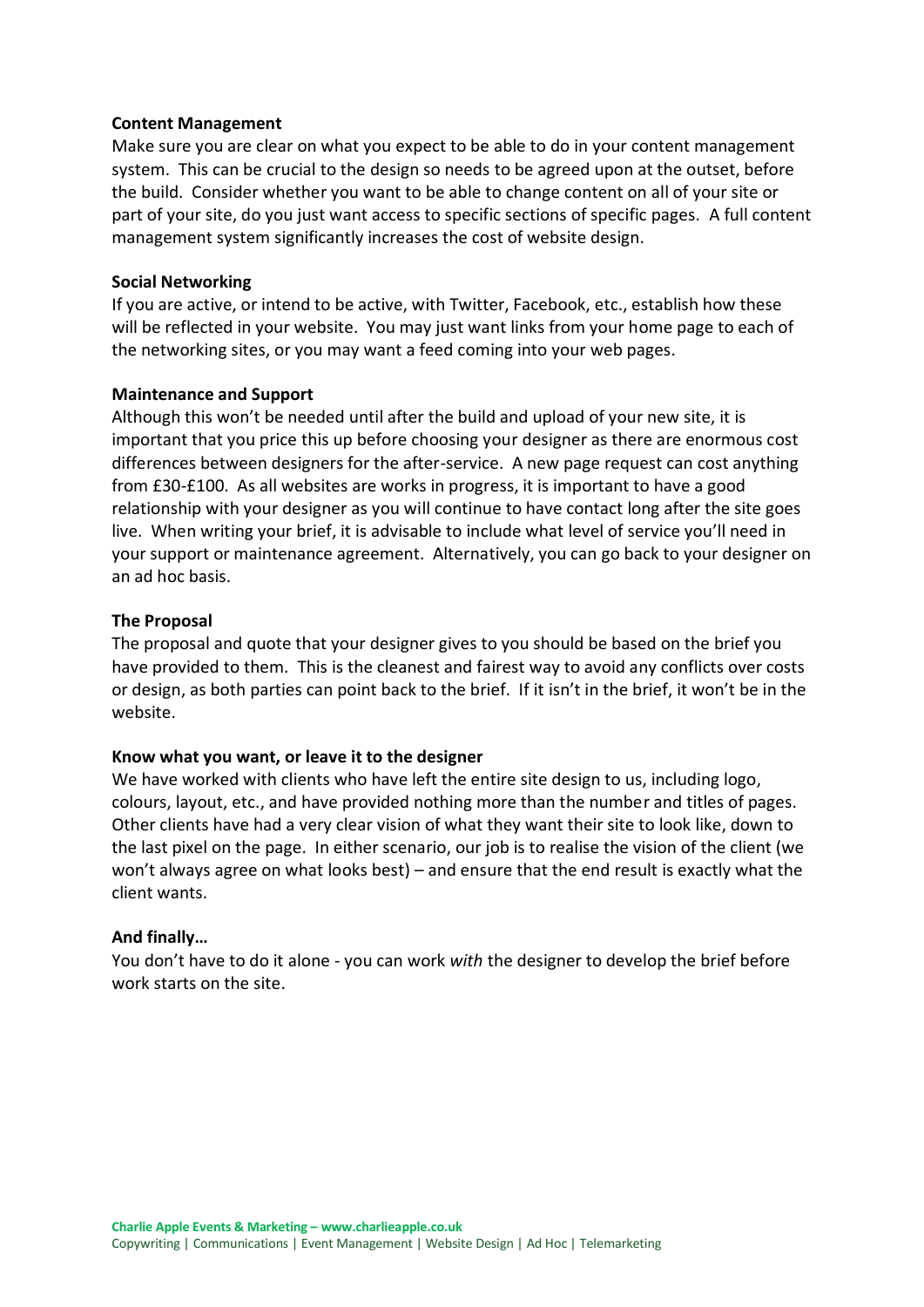**Content Management**

Make sure you are clear on what you expect to be able to do in your content management system. This can be crucial to the design so needs to be agreed upon at the outset, before the build. Consider whether you want to be able to change content on all of your site or part of your site, do you just want access to specific sections of specific pages. A full content management system significantly increases the cost of website design.

**Social Networking**

If you are active, or intend to be active, with Twitter, Facebook, etc., establish how these will be reflected in your website. You may just want links from your home page to each of the networking sites, or you may want a feed coming into your web pages.

**Maintenance and Support**

Although this won't be needed until after the build and upload of your new site, it is important that you price this up before choosing your designer as there are enormous cost differences between designers for the after-service. A new page request can cost anything from £30-£100. As all websites are works in progress, it is important to have a good relationship with your designer as you will continue to have contact long after the site goes live. When writing your brief, it is advisable to include what level of service you'll need in your support or maintenance agreement. Alternatively, you can go back to your designer on an ad hoc basis.

**The Proposal**

The proposal and quote that your designer gives to you should be based on the brief you have provided to them. This is the cleanest and fairest way to avoid any conflicts over costs or design, as both parties can point back to the brief. If it isn't in the brief, it won't be in the website.

**Know what you want, or leave it to the designer**

We have worked with clients who have left the entire site design to us, including logo, colours, layout, etc., and have provided nothing more than the number and titles of pages. Other clients have had a very clear vision of what they want their site to look like, down to the last pixel on the page. In either scenario, our job is to realise the vision of the client (we won't always agree on what looks best) – and ensure that the end result is exactly what the client wants.

**And finally…**

You don't have to do it alone - you can work *with* the designer to develop the brief before work starts on the site.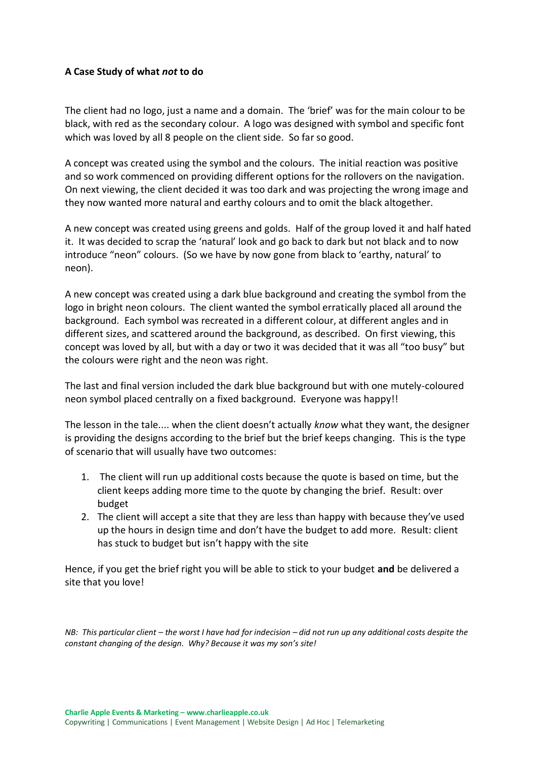**A Case Study of what *not* to do**

The client had no logo, just a name and a domain. The 'brief' was for the main colour to be black, with red as the secondary colour. A logo was designed with symbol and specific font which was loved by all 8 people on the client side. So far so good.

A concept was created using the symbol and the colours. The initial reaction was positive and so work commenced on providing different options for the rollovers on the navigation. On next viewing, the client decided it was too dark and was projecting the wrong image and they now wanted more natural and earthy colours and to omit the black altogether.

A new concept was created using greens and golds. Half of the group loved it and half hated it. It was decided to scrap the 'natural' look and go back to dark but not black and to now introduce "neon" colours. (So we have by now gone from black to 'earthy, natural' to neon).

A new concept was created using a dark blue background and creating the symbol from the logo in bright neon colours. The client wanted the symbol erratically placed all around the background. Each symbol was recreated in a different colour, at different angles and in different sizes, and scattered around the background, as described. On first viewing, this concept was loved by all, but with a day or two it was decided that it was all "too busy" but the colours were right and the neon was right.

The last and final version included the dark blue background but with one mutely-coloured neon symbol placed centrally on a fixed background. Everyone was happy!!

The lesson in the tale.... when the client doesn't actually *know* what they want, the designer is providing the designs according to the brief but the brief keeps changing. This is the type of scenario that will usually have two outcomes:

1. The client will run up additional costs because the quote is based on time, but the client keeps adding more time to the quote by changing the brief. Result: over budget
2. The client will accept a site that they are less than happy with because they've used up the hours in design time and don't have the budget to add more. Result: client has stuck to budget but isn't happy with the site

Hence, if you get the brief right you will be able to stick to your budget **and** be delivered a site that you love!

*NB: This particular client – the worst I have had for indecision – did not run up any additional costs despite the constant changing of the design. Why? Because it was my son's site!*